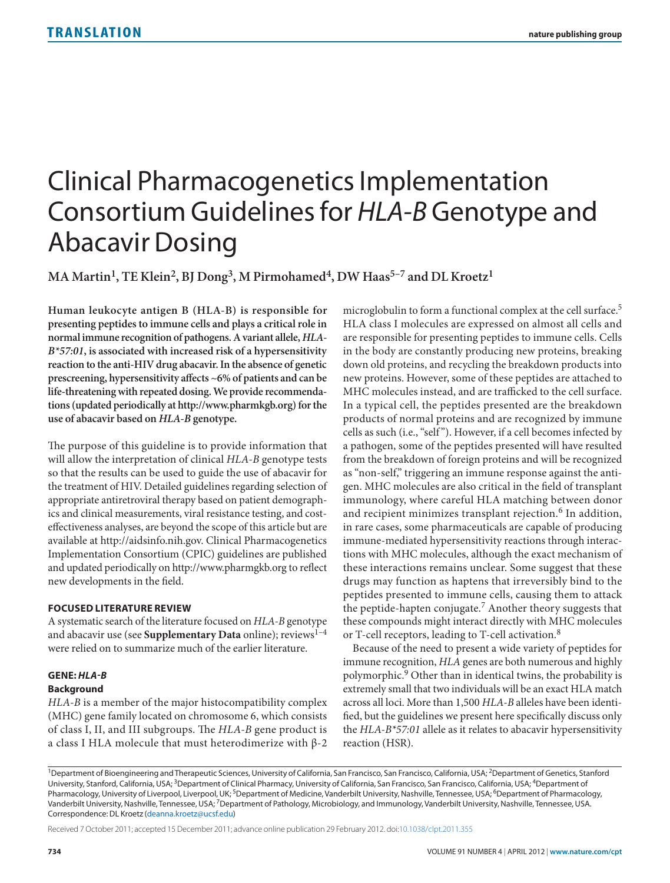# Clinical Pharmacogenetics Implementation Consortium Guidelines for *HLA-B* Genotype and Abacavir Dosing

**MA Martin[1], TE Klein[2], BJ Dong[3], M Pirmohamed[4], DW Haas[5–7] and DL Kroetz[1]**

**Human leukocyte antigen B (HLA-B) is responsible for presenting peptides to immune cells and plays a critical role in normal immune recognition of pathogens. A variant allele, *HLA-B*57:01*, is associated with increased risk of a hypersensitivity reaction to the anti-HIV drug abacavir. In the absence of genetic prescreening, hypersensitivity affects ~6% of patients and can be life-threatening with repeated dosing. We provide recommendations (updated periodically at http://www.pharmkgb.org) for the use of abacavir based on *HLA-B* genotype.**

The purpose of this guideline is to provide information that will allow the interpretation of clinical *HLA-B* genotype tests so that the results can be used to guide the use of abacavir for the treatment of HIV. Detailed guidelines regarding selection of appropriate antiretroviral therapy based on patient demographics and clinical measurements, viral resistance testing, and cost-effectiveness analyses, are beyond the scope of this article but are available at http://aidsinfo.nih.gov. Clinical Pharmacogenetics Implementation Consortium (CPIC) guidelines are published and updated periodically on http://www.pharmgkb.org to reflect new developments in the field.

## FOCUSED LITERATURE REVIEW

A systematic search of the literature focused on *HLA-B* genotype and abacavir use (see **Supplementary Data** online); reviews[1–4] were relied on to summarize much of the earlier literature.

## GENE: *HLA-B*

### Background

*HLA-B* is a member of the major histocompatibility complex (MHC) gene family located on chromosome 6, which consists of class I, II, and III subgroups. The *HLA-B* gene product is a class I HLA molecule that must heterodimerize with β-2 microglobulin to form a functional complex at the cell surface.[5] HLA class I molecules are expressed on almost all cells and are responsible for presenting peptides to immune cells. Cells in the body are constantly producing new proteins, breaking down old proteins, and recycling the breakdown products into new proteins. However, some of these peptides are attached to MHC molecules instead, and are trafficked to the cell surface. In a typical cell, the peptides presented are the breakdown products of normal proteins and are recognized by immune cells as such (i.e., "self"). However, if a cell becomes infected by a pathogen, some of the peptides presented will have resulted from the breakdown of foreign proteins and will be recognized as "non-self," triggering an immune response against the antigen. MHC molecules are also critical in the field of transplant immunology, where careful HLA matching between donor and recipient minimizes transplant rejection.[6] In addition, in rare cases, some pharmaceuticals are capable of producing immune-mediated hypersensitivity reactions through interactions with MHC molecules, although the exact mechanism of these interactions remains unclear. Some suggest that these drugs may function as haptens that irreversibly bind to the peptides presented to immune cells, causing them to attack the peptide-hapten conjugate.[7] Another theory suggests that these compounds might interact directly with MHC molecules or T-cell receptors, leading to T-cell activation.[8]

Because of the need to present a wide variety of peptides for immune recognition, *HLA* genes are both numerous and highly polymorphic.[9] Other than in identical twins, the probability is extremely small that two individuals will be an exact HLA match across all loci. More than 1,500 *HLA-B* alleles have been identified, but the guidelines we present here specifically discuss only the *HLA-B*57:01* allele as it relates to abacavir hypersensitivity reaction (HSR).

---

[1]Department of Bioengineering and Therapeutic Sciences, University of California, San Francisco, San Francisco, California, USA; [2]Department of Genetics, Stanford University, Stanford, California, USA; [3]Department of Clinical Pharmacy, University of California, San Francisco, San Francisco, California, USA; [4]Department of Pharmacology, University of Liverpool, Liverpool, UK; [5]Department of Medicine, Vanderbilt University, Nashville, Tennessee, USA; [6]Department of Pharmacology, Vanderbilt University, Nashville, Tennessee, USA; [7]Department of Pathology, Microbiology, and Immunology, Vanderbilt University, Nashville, Tennessee, USA. Correspondence: DL Kroetz (deanna.kroetz@ucsf.edu)

Received 7 October 2011; accepted 15 December 2011; advance online publication 29 February 2012. doi:10.1038/clpt.2011.355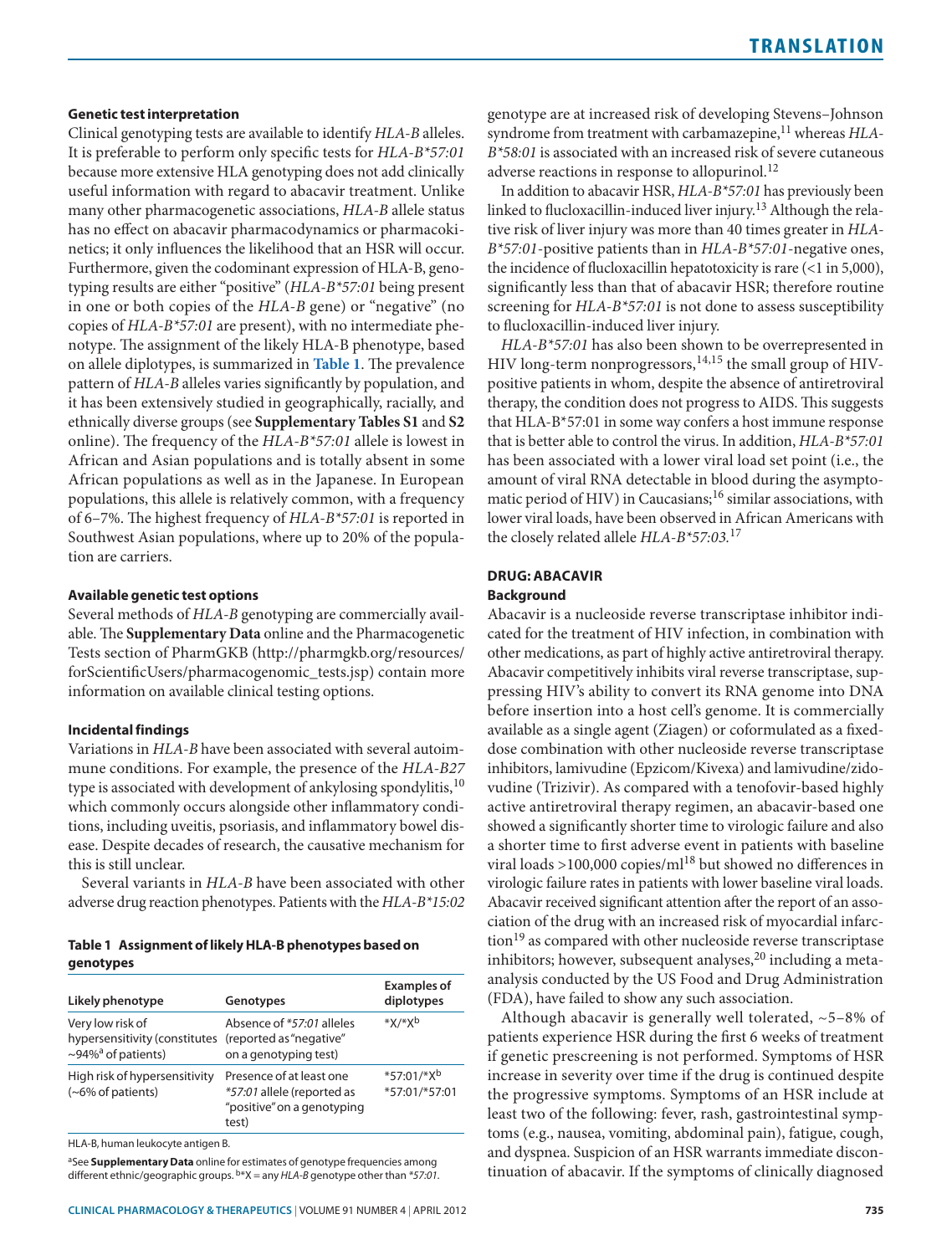### Genetic test interpretation

Clinical genotyping tests are available to identify *HLA-B* alleles. It is preferable to perform only specific tests for *HLA-B*57:01* because more extensive HLA genotyping does not add clinically useful information with regard to abacavir treatment. Unlike many other pharmacogenetic associations, *HLA-B* allele status has no effect on abacavir pharmacodynamics or pharmacokinetics; it only influences the likelihood that an HSR will occur. Furthermore, given the codominant expression of HLA-B, genotyping results are either "positive" (*HLA-B*57:01* being present in one or both copies of the *HLA-B* gene) or "negative" (no copies of *HLA-B*57:01* are present), with no intermediate phenotype. The assignment of the likely HLA-B phenotype, based on allele diplotypes, is summarized in **Table 1**. The prevalence pattern of *HLA-B* alleles varies significantly by population, and it has been extensively studied in geographically, racially, and ethnically diverse groups (see **Supplementary Tables S1** and **S2** online). The frequency of the *HLA-B*57:01* allele is lowest in African and Asian populations and is totally absent in some African populations as well as in the Japanese. In European populations, this allele is relatively common, with a frequency of 6–7%. The highest frequency of *HLA-B*57:01* is reported in Southwest Asian populations, where up to 20% of the population are carriers.

### Available genetic test options

Several methods of *HLA-B* genotyping are commercially available. The **Supplementary Data** online and the Pharmacogenetic Tests section of PharmGKB (http://pharmgkb.org/resources/forScientificUsers/pharmacogenomic_tests.jsp) contain more information on available clinical testing options.

### Incidental findings

Variations in *HLA-B* have been associated with several autoimmune conditions. For example, the presence of the *HLA-B27* type is associated with development of ankylosing spondylitis,[10] which commonly occurs alongside other inflammatory conditions, including uveitis, psoriasis, and inflammatory bowel disease. Despite decades of research, the causative mechanism for this is still unclear.

Several variants in *HLA-B* have been associated with other adverse drug reaction phenotypes. Patients with the *HLA-B*15:02* genotype are at increased risk of developing Stevens–Johnson syndrome from treatment with carbamazepine,[11] whereas *HLA-B*58:01* is associated with an increased risk of severe cutaneous adverse reactions in response to allopurinol.[12]

In addition to abacavir HSR, *HLA-B*57:01* has previously been linked to flucloxacillin-induced liver injury.[13] Although the relative risk of liver injury was more than 40 times greater in *HLA-B*57:01*-positive patients than in *HLA-B*57:01*-negative ones, the incidence of flucloxacillin hepatotoxicity is rare (<1 in 5,000), significantly less than that of abacavir HSR; therefore routine screening for *HLA-B*57:01* is not done to assess susceptibility to flucloxacillin-induced liver injury.

*HLA-B*57:01* has also been shown to be overrepresented in HIV long-term nonprogressors,[14,15] the small group of HIV-positive patients in whom, despite the absence of antiretroviral therapy, the condition does not progress to AIDS. This suggests that HLA-B*57:01 in some way confers a host immune response that is better able to control the virus. In addition, *HLA-B*57:01* has been associated with a lower viral load set point (i.e., the amount of viral RNA detectable in blood during the asymptomatic period of HIV) in Caucasians;[16] similar associations, with lower viral loads, have been observed in African Americans with the closely related allele *HLA-B*57:03.*[17]

**Table 1 Assignment of likely HLA-B phenotypes based on genotypes**

| Likely phenotype | Genotypes | Examples of diplotypes |
|---|---|---|
| Very low risk of hypersensitivity (constitutes ~94%[a] of patients) | Absence of *57:01* alleles (reported as "negative" on a genotyping test) | *X/*X[b] |
| High risk of hypersensitivity (~6% of patients) | Presence of at least one *57:01* allele (reported as "positive" on a genotyping test) | *57:01/*X[b] *57:01/*57:01 |

HLA-B, human leukocyte antigen B.

[a]See **Supplementary Data** online for estimates of genotype frequencies among different ethnic/geographic groups. [b]*X = any *HLA-B* genotype other than *57:01*.

## DRUG: ABACAVIR

### Background

Abacavir is a nucleoside reverse transcriptase inhibitor indicated for the treatment of HIV infection, in combination with other medications, as part of highly active antiretroviral therapy. Abacavir competitively inhibits viral reverse transcriptase, suppressing HIV's ability to convert its RNA genome into DNA before insertion into a host cell's genome. It is commercially available as a single agent (Ziagen) or coformulated as a fixed-dose combination with other nucleoside reverse transcriptase inhibitors, lamivudine (Epzicom/Kivexa) and lamivudine/zidovudine (Trizivir). As compared with a tenofovir-based highly active antiretroviral therapy regimen, an abacavir-based one showed a significantly shorter time to virologic failure and also a shorter time to first adverse event in patients with baseline viral loads >100,000 copies/ml[18] but showed no differences in virologic failure rates in patients with lower baseline viral loads. Abacavir received significant attention after the report of an association of the drug with an increased risk of myocardial infarction[19] as compared with other nucleoside reverse transcriptase inhibitors; however, subsequent analyses,[20] including a meta-analysis conducted by the US Food and Drug Administration (FDA), have failed to show any such association.

Although abacavir is generally well tolerated, ~5–8% of patients experience HSR during the first 6 weeks of treatment if genetic prescreening is not performed. Symptoms of HSR increase in severity over time if the drug is continued despite the progressive symptoms. Symptoms of an HSR include at least two of the following: fever, rash, gastrointestinal symptoms (e.g., nausea, vomiting, abdominal pain), fatigue, cough, and dyspnea. Suspicion of an HSR warrants immediate discontinuation of abacavir. If the symptoms of clinically diagnosed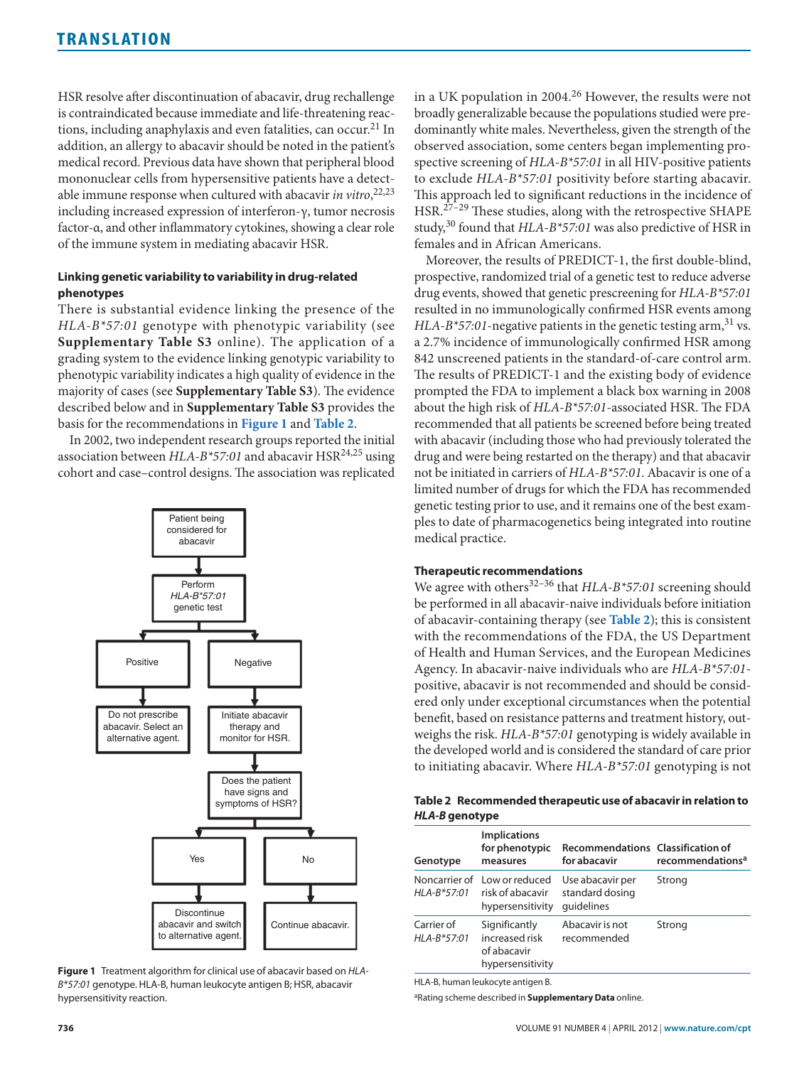HSR resolve after discontinuation of abacavir, drug rechallenge is contraindicated because immediate and life-threatening reactions, including anaphylaxis and even fatalities, can occur.[21] In addition, an allergy to abacavir should be noted in the patient's medical record. Previous data have shown that peripheral blood mononuclear cells from hypersensitive patients have a detectable immune response when cultured with abacavir *in vitro*,[22,23] including increased expression of interferon-γ, tumor necrosis factor-α, and other inflammatory cytokines, showing a clear role of the immune system in mediating abacavir HSR.

### Linking genetic variability to variability in drug-related phenotypes

There is substantial evidence linking the presence of the *HLA-B*57:01* genotype with phenotypic variability (see **Supplementary Table S3** online). The application of a grading system to the evidence linking genotypic variability to phenotypic variability indicates a high quality of evidence in the majority of cases (see **Supplementary Table S3**). The evidence described below and in **Supplementary Table S3** provides the basis for the recommendations in **Figure 1** and **Table 2**.

In 2002, two independent research groups reported the initial association between *HLA-B*57:01* and abacavir HSR[24,25] using cohort and case–control designs. The association was replicated in a UK population in 2004.[26] However, the results were not broadly generalizable because the populations studied were predominantly white males. Nevertheless, given the strength of the observed association, some centers began implementing prospective screening of *HLA-B*57:01* in all HIV-positive patients to exclude *HLA-B*57:01* positivity before starting abacavir. This approach led to significant reductions in the incidence of HSR.[27–29] These studies, along with the retrospective SHAPE study,[30] found that *HLA-B*57:01* was also predictive of HSR in females and in African Americans.

Moreover, the results of PREDICT-1, the first double-blind, prospective, randomized trial of a genetic test to reduce adverse drug events, showed that genetic prescreening for *HLA-B*57:01* resulted in no immunologically confirmed HSR events among *HLA-B*57:01*-negative patients in the genetic testing arm,[31] vs. a 2.7% incidence of immunologically confirmed HSR among 842 unscreened patients in the standard-of-care control arm. The results of PREDICT-1 and the existing body of evidence prompted the FDA to implement a black box warning in 2008 about the high risk of *HLA-B*57:01*-associated HSR. The FDA recommended that all patients be screened before being treated with abacavir (including those who had previously tolerated the drug and were being restarted on the therapy) and that abacavir not be initiated in carriers of *HLA-B*57:01*. Abacavir is one of a limited number of drugs for which the FDA has recommended genetic testing prior to use, and it remains one of the best examples to date of pharmacogenetics being integrated into routine medical practice.

Patient being considered for abacavir → Perform *HLA-B*57:01* genetic test

- Positive → Do not prescribe abacavir. Select an alternative agent.
- Negative → Initiate abacavir therapy and monitor for HSR. → Does the patient have signs and symptoms of HSR?
  - Yes → Discontinue abacavir and switch to alternative agent.
  - No → Continue abacavir.

**Figure 1** Treatment algorithm for clinical use of abacavir based on *HLA-B*57:01* genotype. HLA-B, human leukocyte antigen B; HSR, abacavir hypersensitivity reaction.

### Therapeutic recommendations

We agree with others[32–36] that *HLA-B*57:01* screening should be performed in all abacavir-naive individuals before initiation of abacavir-containing therapy (see **Table 2**); this is consistent with the recommendations of the FDA, the US Department of Health and Human Services, and the European Medicines Agency. In abacavir-naive individuals who are *HLA-B*57:01*-positive, abacavir is not recommended and should be considered only under exceptional circumstances when the potential benefit, based on resistance patterns and treatment history, outweighs the risk. *HLA-B*57:01* genotyping is widely available in the developed world and is considered the standard of care prior to initiating abacavir. Where *HLA-B*57:01* genotyping is not

**Table 2 Recommended therapeutic use of abacavir in relation to *HLA-B* genotype**

| Genotype | Implications for phenotypic measures | Recommendations for abacavir | Classification of recommendations[a] |
|---|---|---|---|
| Noncarrier of *HLA-B*57:01* | Low or reduced risk of abacavir hypersensitivity | Use abacavir per standard dosing guidelines | Strong |
| Carrier of *HLA-B*57:01* | Significantly increased risk of abacavir hypersensitivity | Abacavir is not recommended | Strong |

HLA-B, human leukocyte antigen B.

[a]Rating scheme described in **Supplementary Data** online.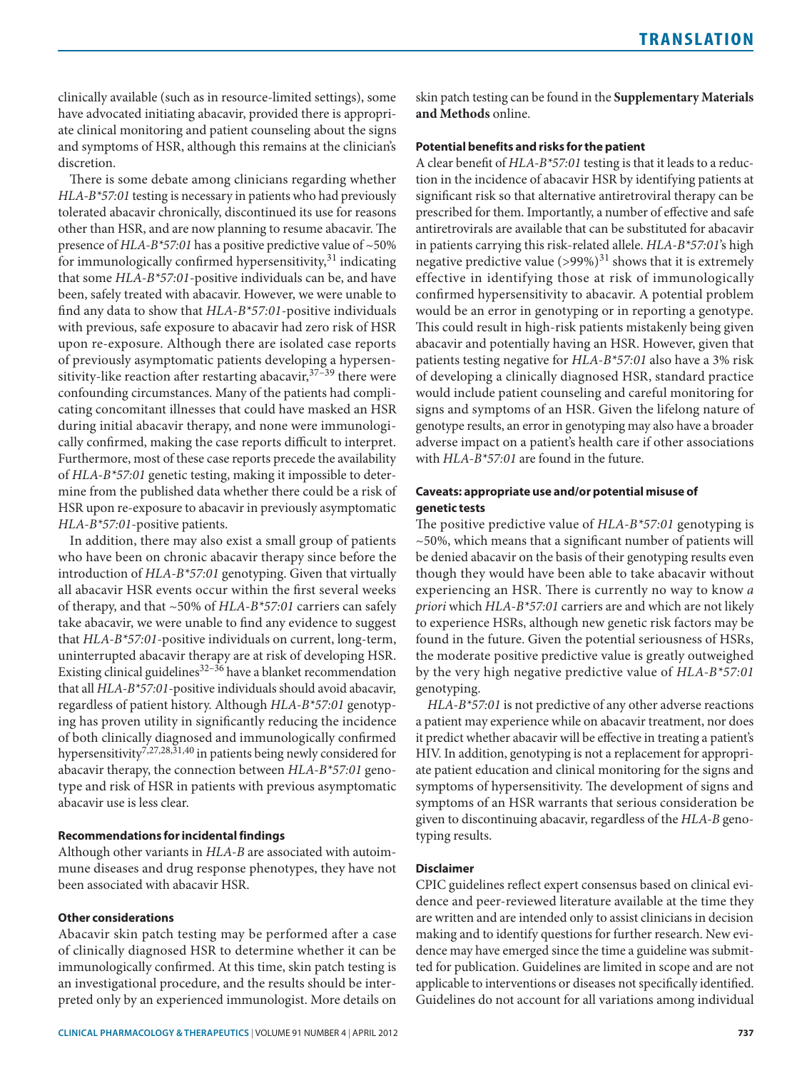clinically available (such as in resource-limited settings), some have advocated initiating abacavir, provided there is appropriate clinical monitoring and patient counseling about the signs and symptoms of HSR, although this remains at the clinician's discretion.

There is some debate among clinicians regarding whether *HLA-B\*57:01* testing is necessary in patients who had previously tolerated abacavir chronically, discontinued its use for reasons other than HSR, and are now planning to resume abacavir. The presence of *HLA-B\*57:01* has a positive predictive value of ~50% for immunologically confirmed hypersensitivity,[31] indicating that some *HLA-B\*57:01*-positive individuals can be, and have been, safely treated with abacavir. However, we were unable to find any data to show that *HLA-B\*57:01*-positive individuals with previous, safe exposure to abacavir had zero risk of HSR upon re-exposure. Although there are isolated case reports of previously asymptomatic patients developing a hypersensitivity-like reaction after restarting abacavir,[37–39] there were confounding circumstances. Many of the patients had complicating concomitant illnesses that could have masked an HSR during initial abacavir therapy, and none were immunologically confirmed, making the case reports difficult to interpret. Furthermore, most of these case reports precede the availability of *HLA-B\*57:01* genetic testing, making it impossible to determine from the published data whether there could be a risk of HSR upon re-exposure to abacavir in previously asymptomatic *HLA-B\*57:01*-positive patients.

In addition, there may also exist a small group of patients who have been on chronic abacavir therapy since before the introduction of *HLA-B\*57:01* genotyping. Given that virtually all abacavir HSR events occur within the first several weeks of therapy, and that ~50% of *HLA-B\*57:01* carriers can safely take abacavir, we were unable to find any evidence to suggest that *HLA-B\*57:01*-positive individuals on current, long-term, uninterrupted abacavir therapy are at risk of developing HSR. Existing clinical guidelines[32–36] have a blanket recommendation that all *HLA-B\*57:01*-positive individuals should avoid abacavir, regardless of patient history. Although *HLA-B\*57:01* genotyping has proven utility in significantly reducing the incidence of both clinically diagnosed and immunologically confirmed hypersensitivity[7,27,28,31,40] in patients being newly considered for abacavir therapy, the connection between *HLA-B\*57:01* genotype and risk of HSR in patients with previous asymptomatic abacavir use is less clear.

#### Recommendations for incidental findings

Although other variants in *HLA-B* are associated with autoimmune diseases and drug response phenotypes, they have not been associated with abacavir HSR.

#### Other considerations

Abacavir skin patch testing may be performed after a case of clinically diagnosed HSR to determine whether it can be immunologically confirmed. At this time, skin patch testing is an investigational procedure, and the results should be interpreted only by an experienced immunologist. More details on skin patch testing can be found in the **Supplementary Materials and Methods** online.

#### Potential benefits and risks for the patient

A clear benefit of *HLA-B\*57:01* testing is that it leads to a reduction in the incidence of abacavir HSR by identifying patients at significant risk so that alternative antiretroviral therapy can be prescribed for them. Importantly, a number of effective and safe antiretrovirals are available that can be substituted for abacavir in patients carrying this risk-related allele. *HLA-B\*57:01*'s high negative predictive value (>99%)[31] shows that it is extremely effective in identifying those at risk of immunologically confirmed hypersensitivity to abacavir. A potential problem would be an error in genotyping or in reporting a genotype. This could result in high-risk patients mistakenly being given abacavir and potentially having an HSR. However, given that patients testing negative for *HLA-B\*57:01* also have a 3% risk of developing a clinically diagnosed HSR, standard practice would include patient counseling and careful monitoring for signs and symptoms of an HSR. Given the lifelong nature of genotype results, an error in genotyping may also have a broader adverse impact on a patient's health care if other associations with *HLA-B\*57:01* are found in the future.

#### Caveats: appropriate use and/or potential misuse of genetic tests

The positive predictive value of *HLA-B\*57:01* genotyping is ~50%, which means that a significant number of patients will be denied abacavir on the basis of their genotyping results even though they would have been able to take abacavir without experiencing an HSR. There is currently no way to know *a priori* which *HLA-B\*57:01* carriers are and which are not likely to experience HSRs, although new genetic risk factors may be found in the future. Given the potential seriousness of HSRs, the moderate positive predictive value is greatly outweighed by the very high negative predictive value of *HLA-B\*57:01* genotyping.

*HLA-B\*57:01* is not predictive of any other adverse reactions a patient may experience while on abacavir treatment, nor does it predict whether abacavir will be effective in treating a patient's HIV. In addition, genotyping is not a replacement for appropriate patient education and clinical monitoring for the signs and symptoms of hypersensitivity. The development of signs and symptoms of an HSR warrants that serious consideration be given to discontinuing abacavir, regardless of the *HLA-B* genotyping results.

#### Disclaimer

CPIC guidelines reflect expert consensus based on clinical evidence and peer-reviewed literature available at the time they are written and are intended only to assist clinicians in decision making and to identify questions for further research. New evidence may have emerged since the time a guideline was submitted for publication. Guidelines are limited in scope and are not applicable to interventions or diseases not specifically identified. Guidelines do not account for all variations among individual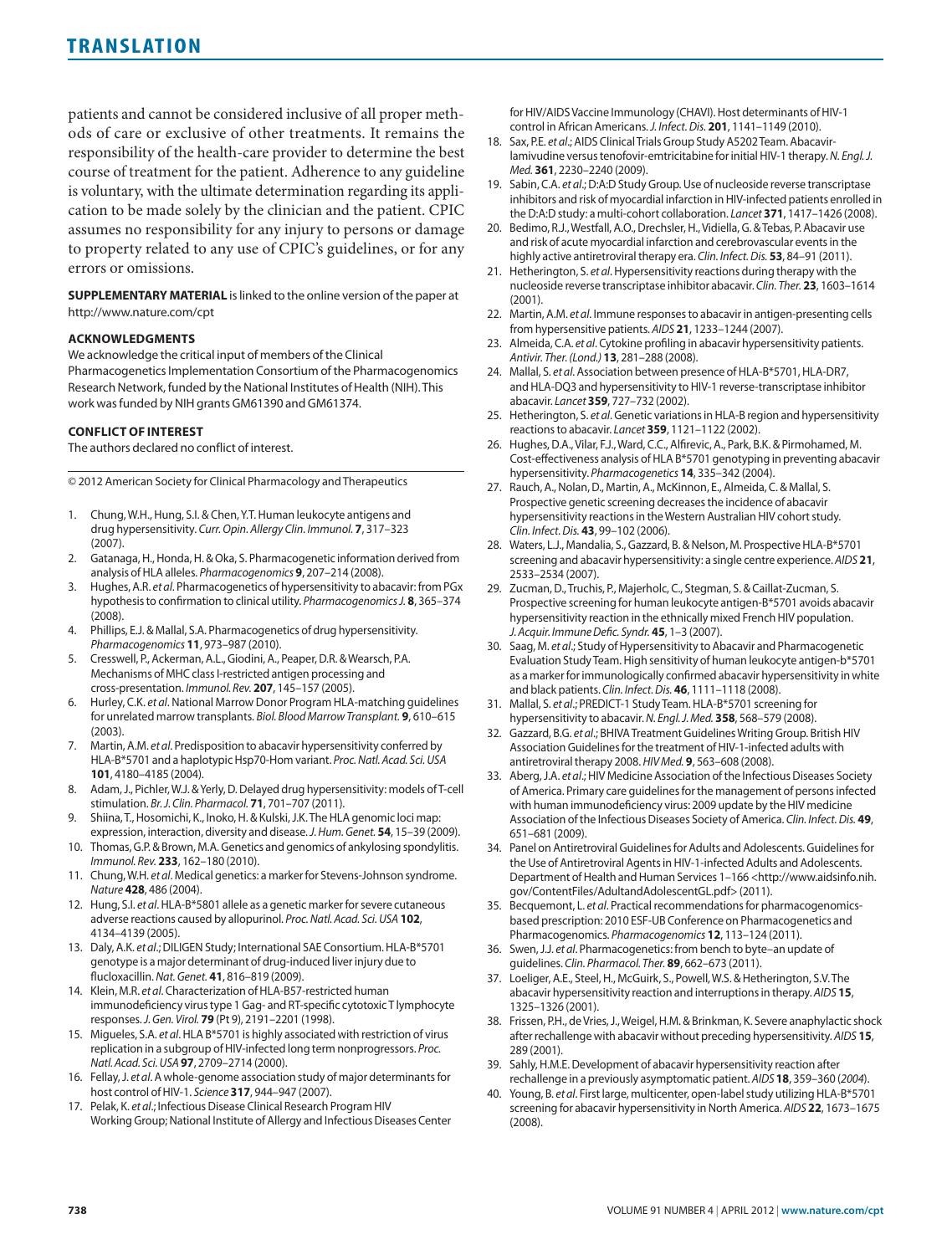patients and cannot be considered inclusive of all proper methods of care or exclusive of other treatments. It remains the responsibility of the health-care provider to determine the best course of treatment for the patient. Adherence to any guideline is voluntary, with the ultimate determination regarding its application to be made solely by the clinician and the patient. CPIC assumes no responsibility for any injury to persons or damage to property related to any use of CPIC's guidelines, or for any errors or omissions.

**SUPPLEMENTARY MATERIAL** is linked to the online version of the paper at http://www.nature.com/cpt

### ACKNOWLEDGMENTS

We acknowledge the critical input of members of the Clinical Pharmacogenetics Implementation Consortium of the Pharmacogenomics Research Network, funded by the National Institutes of Health (NIH). This work was funded by NIH grants GM61390 and GM61374.

### CONFLICT OF INTEREST

The authors declared no conflict of interest.

© 2012 American Society for Clinical Pharmacology and Therapeutics

1. Chung, W.H., Hung, S.I. & Chen, Y.T. Human leukocyte antigens and drug hypersensitivity. *Curr. Opin. Allergy Clin. Immunol.* **7**, 317–323 (2007).
2. Gatanaga, H., Honda, H. & Oka, S. Pharmacogenetic information derived from analysis of HLA alleles. *Pharmacogenomics* **9**, 207–214 (2008).
3. Hughes, A.R. *et al*. Pharmacogenetics of hypersensitivity to abacavir: from PGx hypothesis to confirmation to clinical utility. *Pharmacogenomics J.* **8**, 365–374 (2008).
4. Phillips, E.J. & Mallal, S.A. Pharmacogenetics of drug hypersensitivity. *Pharmacogenomics* **11**, 973–987 (2010).
5. Cresswell, P., Ackerman, A.L., Giodini, A., Peaper, D.R. & Wearsch, P.A. Mechanisms of MHC class I-restricted antigen processing and cross-presentation. *Immunol. Rev.* **207**, 145–157 (2005).
6. Hurley, C.K. *et al*. National Marrow Donor Program HLA-matching guidelines for unrelated marrow transplants. *Biol. Blood Marrow Transplant.* **9**, 610–615 (2003).
7. Martin, A.M. *et al*. Predisposition to abacavir hypersensitivity conferred by HLA-B*5701 and a haplotypic Hsp70-Hom variant. *Proc. Natl. Acad. Sci. USA* **101**, 4180–4185 (2004).
8. Adam, J., Pichler, W.J. & Yerly, D. Delayed drug hypersensitivity: models of T-cell stimulation. *Br. J. Clin. Pharmacol.* **71**, 701–707 (2011).
9. Shiina, T., Hosomichi, K., Inoko, H. & Kulski, J.K. The HLA genomic loci map: expression, interaction, diversity and disease. *J. Hum. Genet.* **54**, 15–39 (2009).
10. Thomas, G.P. & Brown, M.A. Genetics and genomics of ankylosing spondylitis. *Immunol. Rev.* **233**, 162–180 (2010).
11. Chung, W.H. *et al*. Medical genetics: a marker for Stevens-Johnson syndrome. *Nature* **428**, 486 (2004).
12. Hung, S.I. *et al*. HLA-B*5801 allele as a genetic marker for severe cutaneous adverse reactions caused by allopurinol. *Proc. Natl. Acad. Sci. USA* **102**, 4134–4139 (2005).
13. Daly, A.K. *et al*.; DILIGEN Study; International SAE Consortium. HLA-B*5701 genotype is a major determinant of drug-induced liver injury due to flucloxacillin. *Nat. Genet.* **41**, 816–819 (2009).
14. Klein, M.R. *et al*. Characterization of HLA-B57-restricted human immunodeficiency virus type 1 Gag- and RT-specific cytotoxic T lymphocyte responses. *J. Gen. Virol.* **79** (Pt 9), 2191–2201 (1998).
15. Migueles, S.A. *et al*. HLA B*5701 is highly associated with restriction of virus replication in a subgroup of HIV-infected long term nonprogressors. *Proc. Natl. Acad. Sci. USA* **97**, 2709–2714 (2000).
16. Fellay, J. *et al*. A whole-genome association study of major determinants for host control of HIV-1. *Science* **317**, 944–947 (2007).
17. Pelak, K. *et al*.; Infectious Disease Clinical Research Program HIV Working Group; National Institute of Allergy and Infectious Diseases Center for HIV/AIDS Vaccine Immunology (CHAVI). Host determinants of HIV-1 control in African Americans. *J. Infect. Dis.* **201**, 1141–1149 (2010).
18. Sax, P.E. *et al*.; AIDS Clinical Trials Group Study A5202 Team. Abacavir-lamivudine versus tenofovir-emtricitabine for initial HIV-1 therapy. *N. Engl. J. Med.* **361**, 2230–2240 (2009).
19. Sabin, C.A. *et al*.; D:A:D Study Group. Use of nucleoside reverse transcriptase inhibitors and risk of myocardial infarction in HIV-infected patients enrolled in the D:A:D study: a multi-cohort collaboration. *Lancet* **371**, 1417–1426 (2008).
20. Bedimo, R.J., Westfall, A.O., Drechsler, H., Vidiella, G. & Tebas, P. Abacavir use and risk of acute myocardial infarction and cerebrovascular events in the highly active antiretroviral therapy era. *Clin. Infect. Dis.* **53**, 84–91 (2011).
21. Hetherington, S. *et al*. Hypersensitivity reactions during therapy with the nucleoside reverse transcriptase inhibitor abacavir. *Clin. Ther.* **23**, 1603–1614 (2001).
22. Martin, A.M. *et al*. Immune responses to abacavir in antigen-presenting cells from hypersensitive patients. *AIDS* **21**, 1233–1244 (2007).
23. Almeida, C.A. *et al*. Cytokine profiling in abacavir hypersensitivity patients. *Antivir. Ther. (Lond.)* **13**, 281–288 (2008).
24. Mallal, S. *et al*. Association between presence of HLA-B*5701, HLA-DR7, and HLA-DQ3 and hypersensitivity to HIV-1 reverse-transcriptase inhibitor abacavir. *Lancet* **359**, 727–732 (2002).
25. Hetherington, S. *et al*. Genetic variations in HLA-B region and hypersensitivity reactions to abacavir. *Lancet* **359**, 1121–1122 (2002).
26. Hughes, D.A., Vilar, F.J., Ward, C.C., Alfirevic, A., Park, B.K. & Pirmohamed, M. Cost-effectiveness analysis of HLA B*5701 genotyping in preventing abacavir hypersensitivity. *Pharmacogenetics* **14**, 335–342 (2004).
27. Rauch, A., Nolan, D., Martin, A., McKinnon, E., Almeida, C. & Mallal, S. Prospective genetic screening decreases the incidence of abacavir hypersensitivity reactions in the Western Australian HIV cohort study. *Clin. Infect. Dis.* **43**, 99–102 (2006).
28. Waters, L.J., Mandalia, S., Gazzard, B. & Nelson, M. Prospective HLA-B*5701 screening and abacavir hypersensitivity: a single centre experience. *AIDS* **21**, 2533–2534 (2007).
29. Zucman, D., Truchis, P., Majerholc, C., Stegman, S. & Caillat-Zucman, S. Prospective screening for human leukocyte antigen-B*5701 avoids abacavir hypersensitivity reaction in the ethnically mixed French HIV population. *J. Acquir. Immune Defic. Syndr.* **45**, 1–3 (2007).
30. Saag, M. *et al*.; Study of Hypersensitivity to Abacavir and Pharmacogenetic Evaluation Study Team. High sensitivity of human leukocyte antigen-b*5701 as a marker for immunologically confirmed abacavir hypersensitivity in white and black patients. *Clin. Infect. Dis.* **46**, 1111–1118 (2008).
31. Mallal, S. *et al*.; PREDICT-1 Study Team. HLA-B*5701 screening for hypersensitivity to abacavir. *N. Engl. J. Med.* **358**, 568–579 (2008).
32. Gazzard, B.G. *et al*.; BHIVA Treatment Guidelines Writing Group. British HIV Association Guidelines for the treatment of HIV-1-infected adults with antiretroviral therapy 2008. *HIV Med.* **9**, 563–608 (2008).
33. Aberg, J.A. *et al*.; HIV Medicine Association of the Infectious Diseases Society of America. Primary care guidelines for the management of persons infected with human immunodeficiency virus: 2009 update by the HIV medicine Association of the Infectious Diseases Society of America. *Clin. Infect. Dis.* **49**, 651–681 (2009).
34. Panel on Antiretroviral Guidelines for Adults and Adolescents. Guidelines for the Use of Antiretroviral Agents in HIV-1-infected Adults and Adolescents. Department of Health and Human Services 1–166 <http://www.aidsinfo.nih.gov/ContentFiles/AdultandAdolescentGL.pdf> (2011).
35. Becquemont, L. *et al*. Practical recommendations for pharmacogenomics-based prescription: 2010 ESF-UB Conference on Pharmacogenetics and Pharmacogenomics. *Pharmacogenomics* **12**, 113–124 (2011).
36. Swen, J.J. *et al*. Pharmacogenetics: from bench to byte–an update of guidelines. *Clin. Pharmacol. Ther.* **89**, 662–673 (2011).
37. Loeliger, A.E., Steel, H., McGuirk, S., Powell, W.S. & Hetherington, S.V. The abacavir hypersensitivity reaction and interruptions in therapy. *AIDS* **15**, 1325–1326 (2001).
38. Frissen, P.H., de Vries, J., Weigel, H.M. & Brinkman, K. Severe anaphylactic shock after rechallenge with abacavir without preceding hypersensitivity. *AIDS* **15**, 289 (2001).
39. Sahly, H.M.E. Development of abacavir hypersensitivity reaction after rechallenge in a previously asymptomatic patient. *AIDS* **18**, 359–360 (*2004*).
40. Young, B. *et al*. First large, multicenter, open-label study utilizing HLA-B*5701 screening for abacavir hypersensitivity in North America. *AIDS* **22**, 1673–1675 (2008).